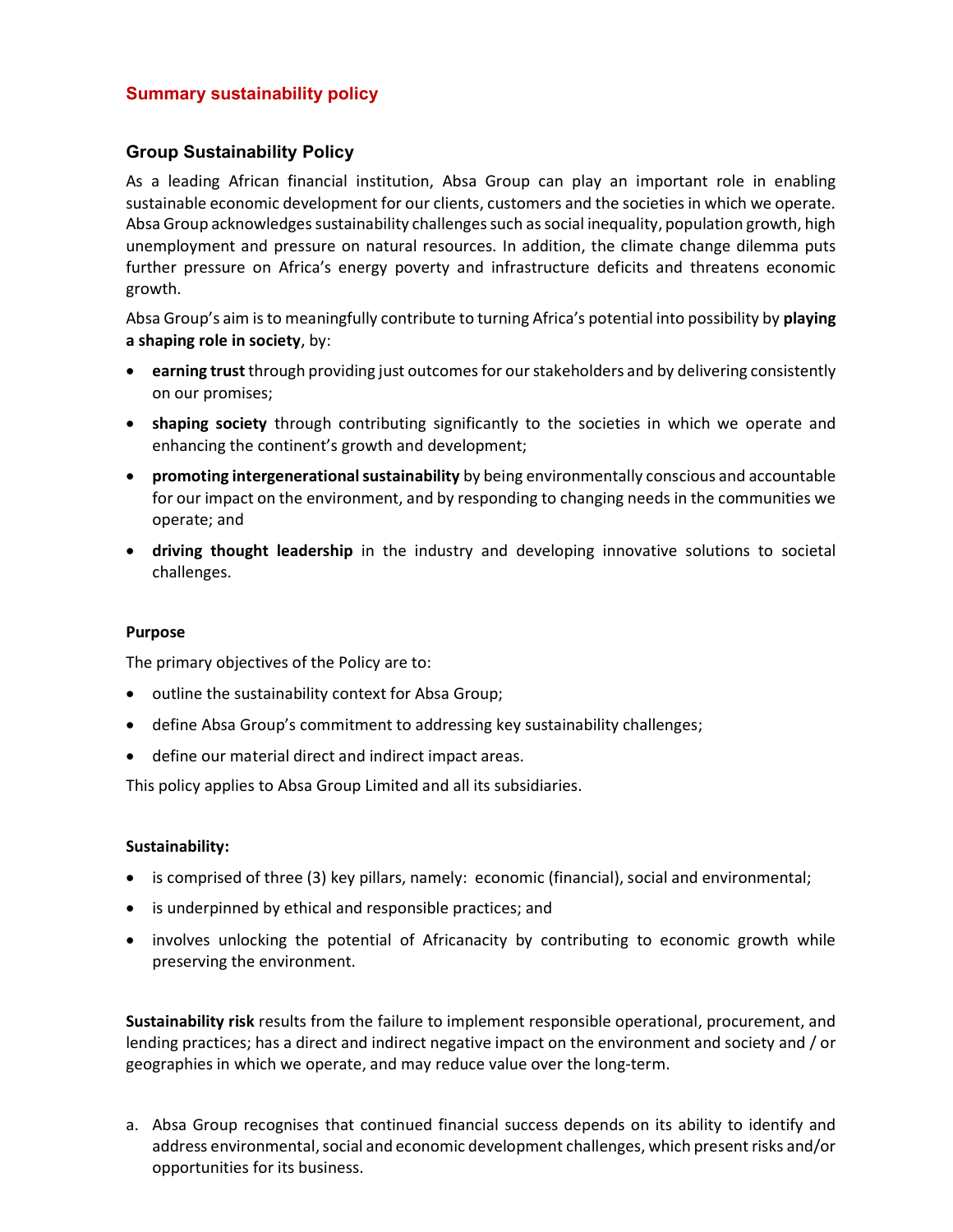# Summary sustainability policy

## Group Sustainability Policy

As a leading African financial institution, Absa Group can play an important role in enabling sustainable economic development for our clients, customers and the societies in which we operate. Absa Group acknowledges sustainability challenges such as social inequality, population growth, high unemployment and pressure on natural resources. In addition, the climate change dilemma puts further pressure on Africa's energy poverty and infrastructure deficits and threatens economic growth.

Absa Group's aim is to meaningfully contribute to turning Africa's potential into possibility by **playing a shaping role in society**, by:

- **earning trust** through providing just outcomes for our stakeholders and by delivering consistently on our promises;
- **shaping society** through contributing significantly to the societies in which we operate and enhancing the continent's growth and development;
- **promoting intergenerational sustainability** by being environmentally conscious and accountable for our impact on the environment, and by responding to changing needs in the communities we operate; and
- **driving thought leadership** in the industry and developing innovative solutions to societal challenges.

**Purpose**

The primary objectives of the Policy are to:

- outline the sustainability context for Absa Group;
- define Absa Group's commitment to addressing key sustainability challenges;
- define our material direct and indirect impact areas.

This policy applies to Absa Group Limited and all its subsidiaries.

**Sustainability:**

- is comprised of three (3) key pillars, namely: economic (financial), social and environmental;
- is underpinned by ethical and responsible practices; and
- involves unlocking the potential of Africanacity by contributing to economic growth while preserving the environment.

**Sustainability risk** results from the failure to implement responsible operational, procurement, and lending practices; has a direct and indirect negative impact on the environment and society and / or geographies in which we operate, and may reduce value over the long-term.

a. Absa Group recognises that continued financial success depends on its ability to identify and address environmental, social and economic development challenges, which present risks and/or opportunities for its business.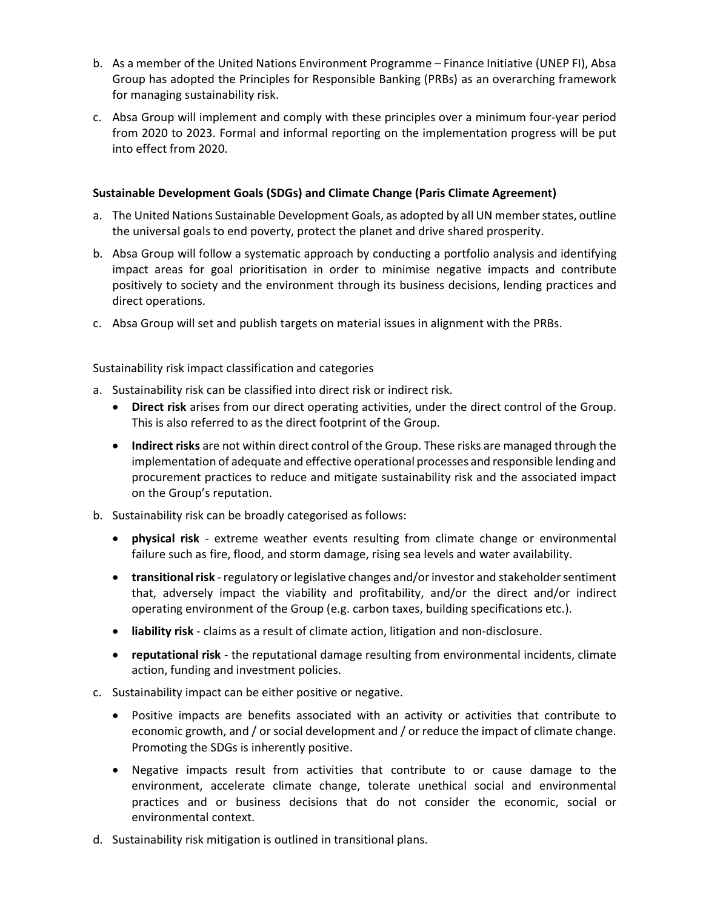b. As a member of the United Nations Environment Programme – Finance Initiative (UNEP FI), Absa Group has adopted the Principles for Responsible Banking (PRBs) as an overarching framework for managing sustainability risk.

c. Absa Group will implement and comply with these principles over a minimum four-year period from 2020 to 2023. Formal and informal reporting on the implementation progress will be put into effect from 2020.

**Sustainable Development Goals (SDGs) and Climate Change (Paris Climate Agreement)**

a. The United Nations Sustainable Development Goals, as adopted by all UN member states, outline the universal goals to end poverty, protect the planet and drive shared prosperity.

b. Absa Group will follow a systematic approach by conducting a portfolio analysis and identifying impact areas for goal prioritisation in order to minimise negative impacts and contribute positively to society and the environment through its business decisions, lending practices and direct operations.

c. Absa Group will set and publish targets on material issues in alignment with the PRBs.

Sustainability risk impact classification and categories

a. Sustainability risk can be classified into direct risk or indirect risk.
   - **Direct risk** arises from our direct operating activities, under the direct control of the Group. This is also referred to as the direct footprint of the Group.
   - **Indirect risks** are not within direct control of the Group. These risks are managed through the implementation of adequate and effective operational processes and responsible lending and procurement practices to reduce and mitigate sustainability risk and the associated impact on the Group's reputation.

b. Sustainability risk can be broadly categorised as follows:
   - **physical risk** - extreme weather events resulting from climate change or environmental failure such as fire, flood, and storm damage, rising sea levels and water availability.
   - **transitional risk** - regulatory or legislative changes and/or investor and stakeholder sentiment that, adversely impact the viability and profitability, and/or the direct and/or indirect operating environment of the Group (e.g. carbon taxes, building specifications etc.).
   - **liability risk** - claims as a result of climate action, litigation and non-disclosure.
   - **reputational risk** - the reputational damage resulting from environmental incidents, climate action, funding and investment policies.

c. Sustainability impact can be either positive or negative.
   - Positive impacts are benefits associated with an activity or activities that contribute to economic growth, and / or social development and / or reduce the impact of climate change. Promoting the SDGs is inherently positive.
   - Negative impacts result from activities that contribute to or cause damage to the environment, accelerate climate change, tolerate unethical social and environmental practices and or business decisions that do not consider the economic, social or environmental context.

d. Sustainability risk mitigation is outlined in transitional plans.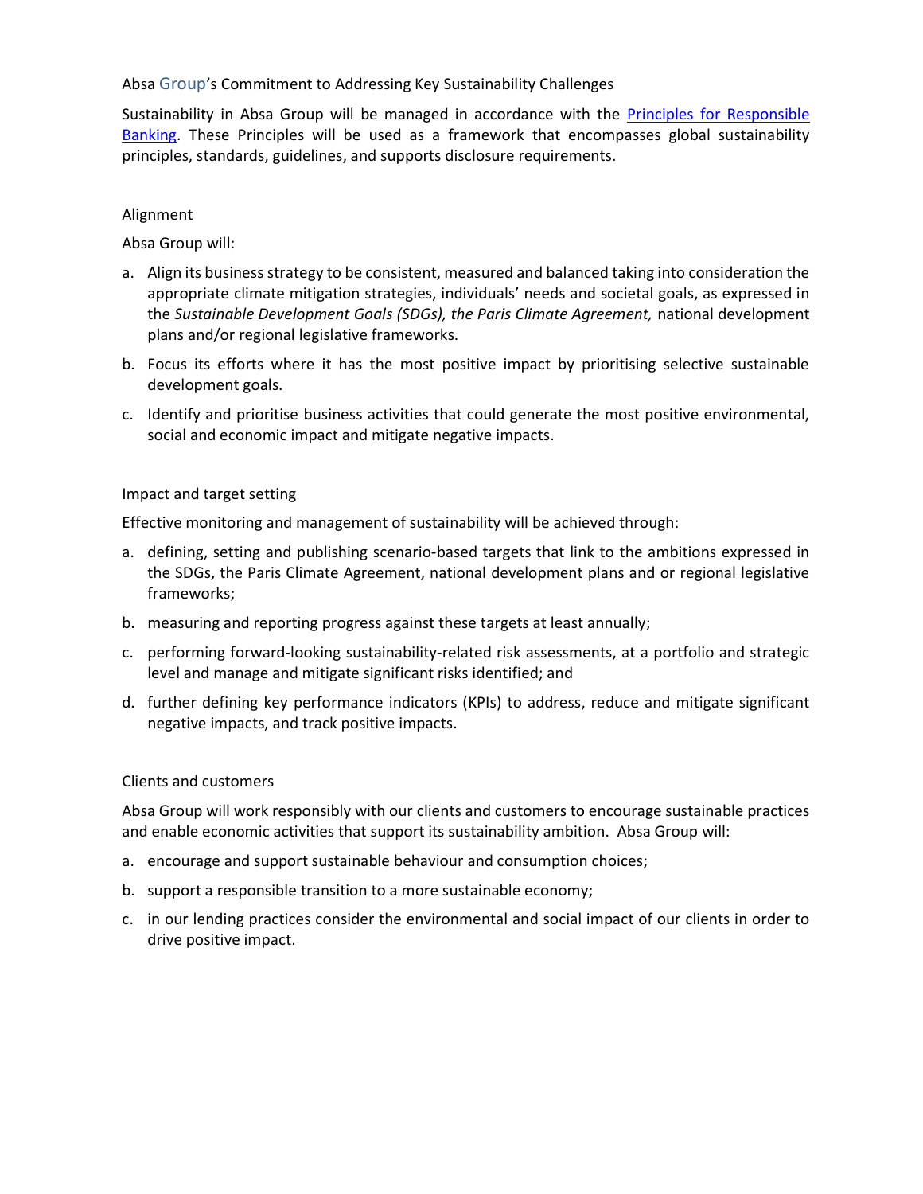## Absa Group's Commitment to Addressing Key Sustainability Challenges

Sustainability in Absa Group will be managed in accordance with the [Principles for Responsible Banking](). These Principles will be used as a framework that encompasses global sustainability principles, standards, guidelines, and supports disclosure requirements.

### Alignment

Absa Group will:

a. Align its business strategy to be consistent, measured and balanced taking into consideration the appropriate climate mitigation strategies, individuals' needs and societal goals, as expressed in the *Sustainable Development Goals (SDGs), the Paris Climate Agreement,* national development plans and/or regional legislative frameworks.

b. Focus its efforts where it has the most positive impact by prioritising selective sustainable development goals.

c. Identify and prioritise business activities that could generate the most positive environmental, social and economic impact and mitigate negative impacts.

### Impact and target setting

Effective monitoring and management of sustainability will be achieved through:

a. defining, setting and publishing scenario-based targets that link to the ambitions expressed in the SDGs, the Paris Climate Agreement, national development plans and or regional legislative frameworks;

b. measuring and reporting progress against these targets at least annually;

c. performing forward-looking sustainability-related risk assessments, at a portfolio and strategic level and manage and mitigate significant risks identified; and

d. further defining key performance indicators (KPIs) to address, reduce and mitigate significant negative impacts, and track positive impacts.

### Clients and customers

Absa Group will work responsibly with our clients and customers to encourage sustainable practices and enable economic activities that support its sustainability ambition. Absa Group will:

a. encourage and support sustainable behaviour and consumption choices;

b. support a responsible transition to a more sustainable economy;

c. in our lending practices consider the environmental and social impact of our clients in order to drive positive impact.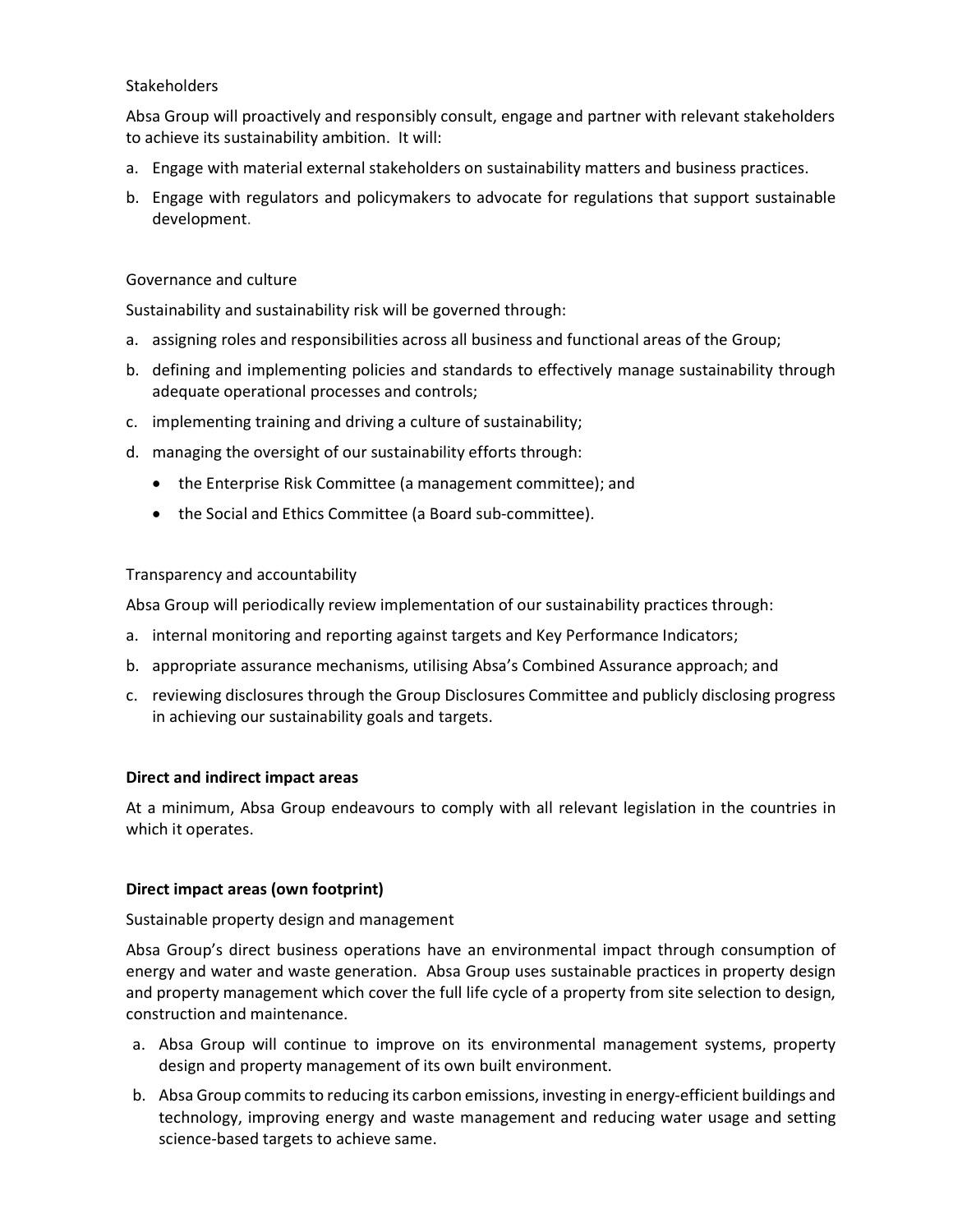Stakeholders

Absa Group will proactively and responsibly consult, engage and partner with relevant stakeholders to achieve its sustainability ambition. It will:

a. Engage with material external stakeholders on sustainability matters and business practices.
b. Engage with regulators and policymakers to advocate for regulations that support sustainable development.

Governance and culture

Sustainability and sustainability risk will be governed through:

a. assigning roles and responsibilities across all business and functional areas of the Group;
b. defining and implementing policies and standards to effectively manage sustainability through adequate operational processes and controls;
c. implementing training and driving a culture of sustainability;
d. managing the oversight of our sustainability efforts through:
    - the Enterprise Risk Committee (a management committee); and
    - the Social and Ethics Committee (a Board sub-committee).

Transparency and accountability

Absa Group will periodically review implementation of our sustainability practices through:

a. internal monitoring and reporting against targets and Key Performance Indicators;
b. appropriate assurance mechanisms, utilising Absa's Combined Assurance approach; and
c. reviewing disclosures through the Group Disclosures Committee and publicly disclosing progress in achieving our sustainability goals and targets.

**Direct and indirect impact areas**

At a minimum, Absa Group endeavours to comply with all relevant legislation in the countries in which it operates.

**Direct impact areas (own footprint)**

Sustainable property design and management

Absa Group's direct business operations have an environmental impact through consumption of energy and water and waste generation. Absa Group uses sustainable practices in property design and property management which cover the full life cycle of a property from site selection to design, construction and maintenance.

a. Absa Group will continue to improve on its environmental management systems, property design and property management of its own built environment.
b. Absa Group commits to reducing its carbon emissions, investing in energy-efficient buildings and technology, improving energy and waste management and reducing water usage and setting science-based targets to achieve same.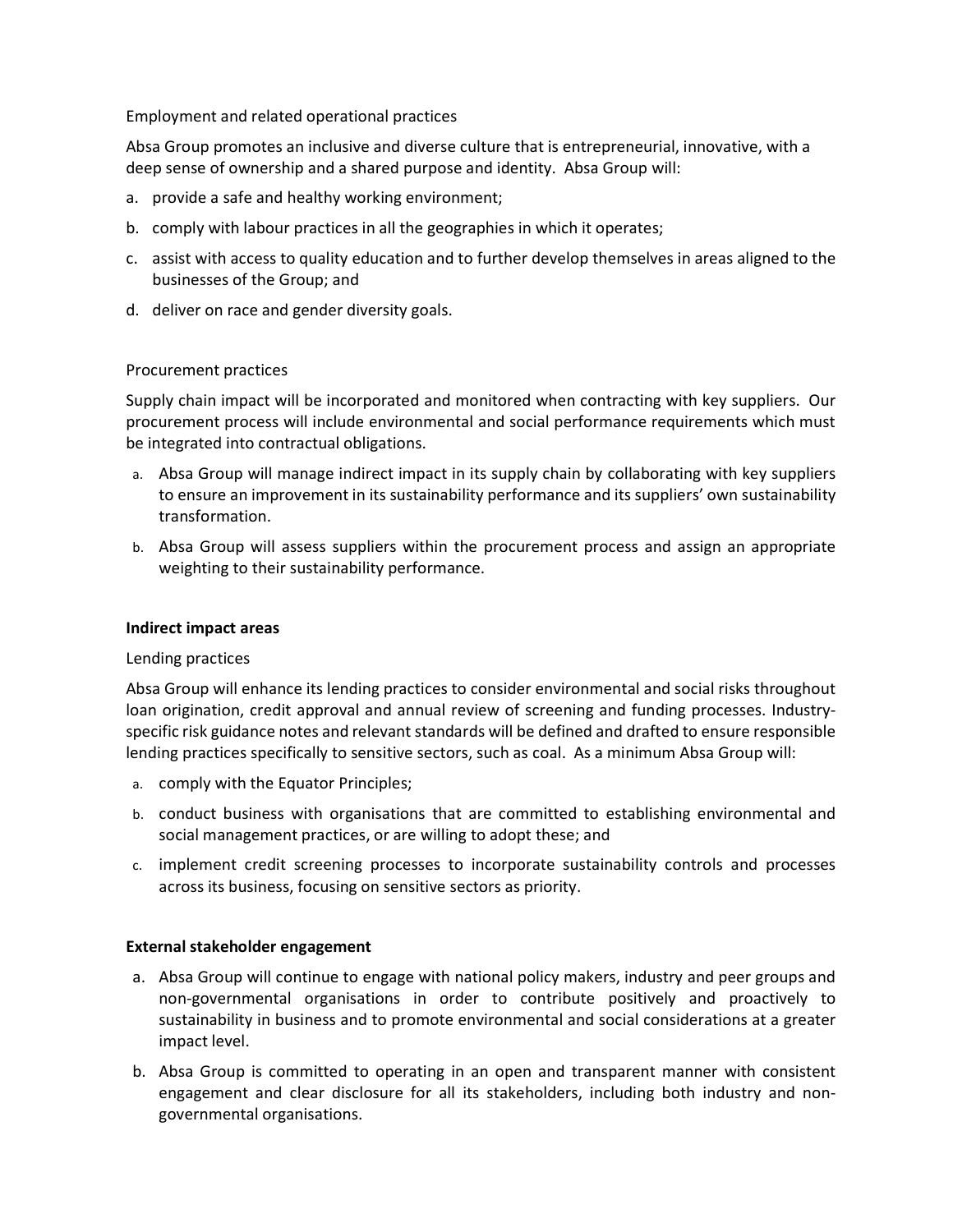Employment and related operational practices

Absa Group promotes an inclusive and diverse culture that is entrepreneurial, innovative, with a deep sense of ownership and a shared purpose and identity. Absa Group will:

a. provide a safe and healthy working environment;
b. comply with labour practices in all the geographies in which it operates;
c. assist with access to quality education and to further develop themselves in areas aligned to the businesses of the Group; and
d. deliver on race and gender diversity goals.

Procurement practices

Supply chain impact will be incorporated and monitored when contracting with key suppliers. Our procurement process will include environmental and social performance requirements which must be integrated into contractual obligations.

a. Absa Group will manage indirect impact in its supply chain by collaborating with key suppliers to ensure an improvement in its sustainability performance and its suppliers' own sustainability transformation.
b. Absa Group will assess suppliers within the procurement process and assign an appropriate weighting to their sustainability performance.

**Indirect impact areas**

Lending practices

Absa Group will enhance its lending practices to consider environmental and social risks throughout loan origination, credit approval and annual review of screening and funding processes. Industry-specific risk guidance notes and relevant standards will be defined and drafted to ensure responsible lending practices specifically to sensitive sectors, such as coal. As a minimum Absa Group will:

a. comply with the Equator Principles;
b. conduct business with organisations that are committed to establishing environmental and social management practices, or are willing to adopt these; and
c. implement credit screening processes to incorporate sustainability controls and processes across its business, focusing on sensitive sectors as priority.

**External stakeholder engagement**

a. Absa Group will continue to engage with national policy makers, industry and peer groups and non-governmental organisations in order to contribute positively and proactively to sustainability in business and to promote environmental and social considerations at a greater impact level.
b. Absa Group is committed to operating in an open and transparent manner with consistent engagement and clear disclosure for all its stakeholders, including both industry and non-governmental organisations.